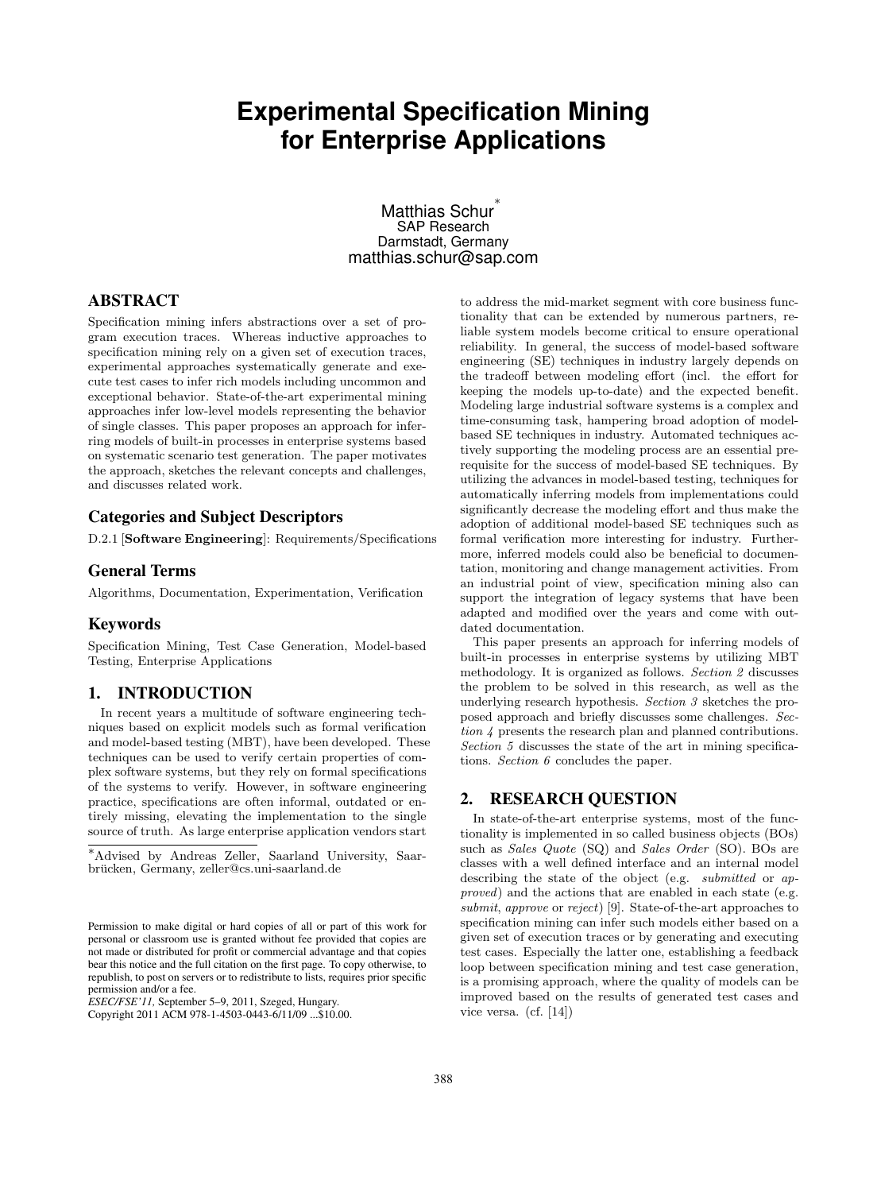# Experimental Specification Mining for Enterprise Applications

Matthias Schur*
SAP Research
Darmstadt, Germany
matthias.schur@sap.com

## ABSTRACT

Specification mining infers abstractions over a set of program execution traces. Whereas inductive approaches to specification mining rely on a given set of execution traces, experimental approaches systematically generate and execute test cases to infer rich models including uncommon and exceptional behavior. State-of-the-art experimental mining approaches infer low-level models representing the behavior of single classes. This paper proposes an approach for inferring models of built-in processes in enterprise systems based on systematic scenario test generation. The paper motivates the approach, sketches the relevant concepts and challenges, and discusses related work.

## Categories and Subject Descriptors

D.2.1 [**Software Engineering**]: Requirements/Specifications

## General Terms

Algorithms, Documentation, Experimentation, Verification

## Keywords

Specification Mining, Test Case Generation, Model-based Testing, Enterprise Applications

## 1. INTRODUCTION

In recent years a multitude of software engineering techniques based on explicit models such as formal verification and model-based testing (MBT), have been developed. These techniques can be used to verify certain properties of complex software systems, but they rely on formal specifications of the systems to verify. However, in software engineering practice, specifications are often informal, outdated or entirely missing, elevating the implementation to the single source of truth. As large enterprise application vendors start to address the mid-market segment with core business functionality that can be extended by numerous partners, reliable system models become critical to ensure operational reliability. In general, the success of model-based software engineering (SE) techniques in industry largely depends on the tradeoff between modeling effort (incl. the effort for keeping the models up-to-date) and the expected benefit. Modeling large industrial software systems is a complex and time-consuming task, hampering broad adoption of model-based SE techniques in industry. Automated techniques actively supporting the modeling process are an essential prerequisite for the success of model-based SE techniques. By utilizing the advances in model-based testing, techniques for automatically inferring models from implementations could significantly decrease the modeling effort and thus make the adoption of additional model-based SE techniques such as formal verification more interesting for industry. Furthermore, inferred models could also be beneficial to documentation, monitoring and change management activities. From an industrial point of view, specification mining also can support the integration of legacy systems that have been adapted and modified over the years and come with outdated documentation.

This paper presents an approach for inferring models of built-in processes in enterprise systems by utilizing MBT methodology. It is organized as follows. *Section 2* discusses the problem to be solved in this research, as well as the underlying research hypothesis. *Section 3* sketches the proposed approach and briefly discusses some challenges. *Section 4* presents the research plan and planned contributions. *Section 5* discusses the state of the art in mining specifications. *Section 6* concludes the paper.

## 2. RESEARCH QUESTION

In state-of-the-art enterprise systems, most of the functionality is implemented in so called business objects (BOs) such as *Sales Quote* (SQ) and *Sales Order* (SO). BOs are classes with a well defined interface and an internal model describing the state of the object (e.g. *submitted* or *approved*) and the actions that are enabled in each state (e.g. *submit*, *approve* or *reject*) [9]. State-of-the-art approaches to specification mining can infer such models either based on a given set of execution traces or by generating and executing test cases. Especially the latter one, establishing a feedback loop between specification mining and test case generation, is a promising approach, where the quality of models can be improved based on the results of generated test cases and vice versa. (cf. [14])

*Advised by Andreas Zeller, Saarland University, Saarbrücken, Germany, zeller@cs.uni-saarland.de

Permission to make digital or hard copies of all or part of this work for personal or classroom use is granted without fee provided that copies are not made or distributed for profit or commercial advantage and that copies bear this notice and the full citation on the first page. To copy otherwise, to republish, to post on servers or to redistribute to lists, requires prior specific permission and/or a fee.
*ESEC/FSE'11,* September 5–9, 2011, Szeged, Hungary.
Copyright 2011 ACM 978-1-4503-0443-6/11/09 ...$10.00.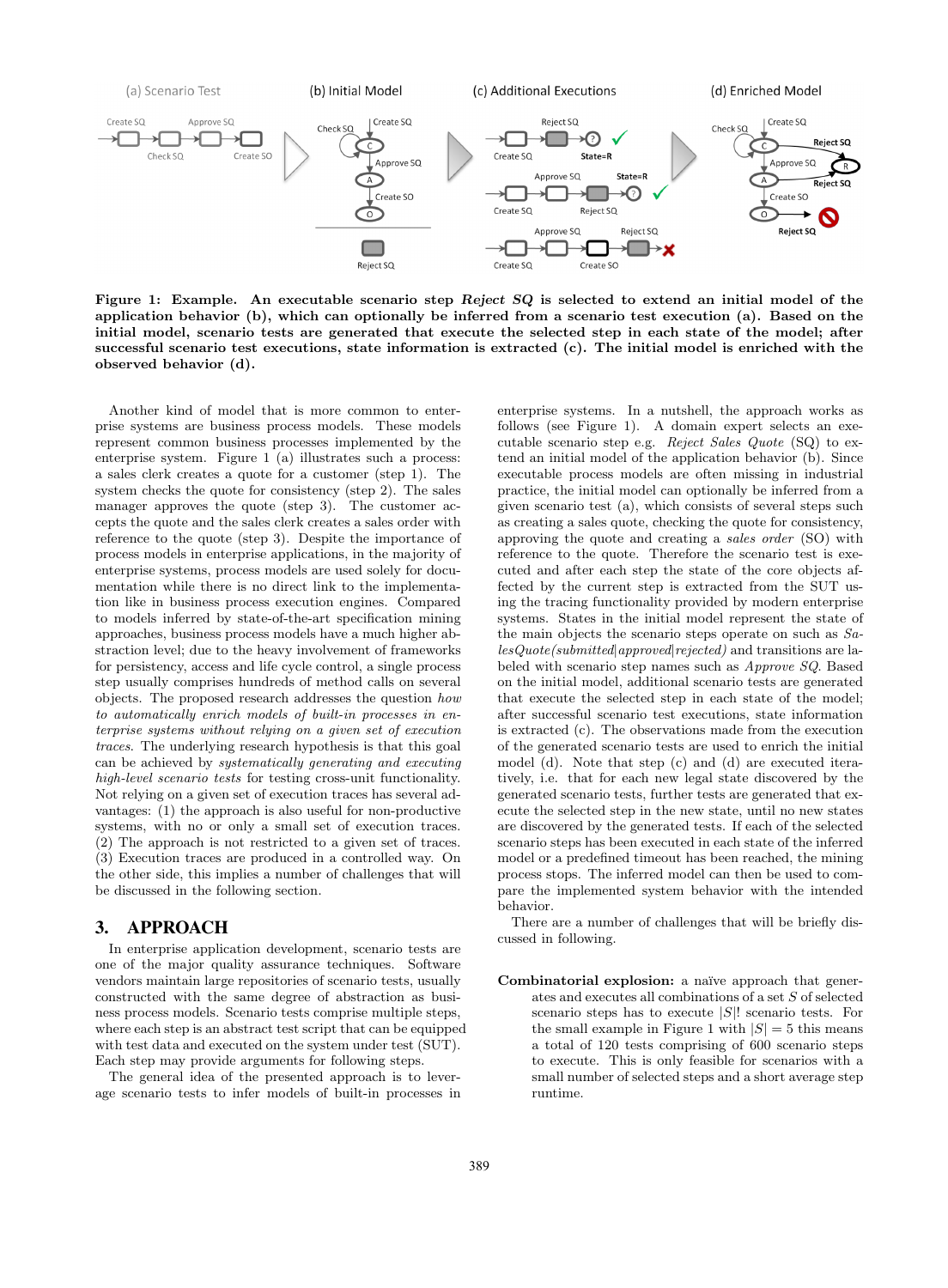(a) Scenario Test

Create SQ, Check SQ, Approve SQ, Create SO

(b) Initial Model

Check SQ, Create SQ, C, Approve SQ, A, Create SO, O

Reject SQ

(c) Additional Executions

Reject SQ, Create SQ, State=R

Approve SQ, State=R, Create SQ, Reject SQ

Approve SQ, Reject SQ, Create SQ, Create SO

(d) Enriched Model

Check SQ, Create SQ, C, Reject SQ, Approve SQ, R, A, Reject SQ, Create SO, O, Reject SQ

**Figure 1: Example. An executable scenario step *Reject SQ* is selected to extend an initial model of the application behavior (b), which can optionally be inferred from a scenario test execution (a). Based on the initial model, scenario tests are generated that execute the selected step in each state of the model; after successful scenario test executions, state information is extracted (c). The initial model is enriched with the observed behavior (d).**

Another kind of model that is more common to enterprise systems are business process models. These models represent common business processes implemented by the enterprise system. Figure 1 (a) illustrates such a process: a sales clerk creates a quote for a customer (step 1). The system checks the quote for consistency (step 2). The sales manager approves the quote (step 3). The customer accepts the quote and the sales clerk creates a sales order with reference to the quote (step 3). Despite the importance of process models in enterprise applications, in the majority of enterprise systems, process models are used solely for documentation while there is no direct link to the implementation like in business process execution engines. Compared to models inferred by state-of-the-art specification mining approaches, business process models have a much higher abstraction level; due to the heavy involvement of frameworks for persistency, access and life cycle control, a single process step usually comprises hundreds of method calls on several objects. The proposed research addresses the question *how to automatically enrich models of built-in processes in enterprise systems without relying on a given set of execution traces*. The underlying research hypothesis is that this goal can be achieved by *systematically generating and executing high-level scenario tests* for testing cross-unit functionality. Not relying on a given set of execution traces has several advantages: (1) the approach is also useful for non-productive systems, with no or only a small set of execution traces. (2) The approach is not restricted to a given set of traces. (3) Execution traces are produced in a controlled way. On the other side, this implies a number of challenges that will be discussed in the following section.

## 3. APPROACH

In enterprise application development, scenario tests are one of the major quality assurance techniques. Software vendors maintain large repositories of scenario tests, usually constructed with the same degree of abstraction as business process models. Scenario tests comprise multiple steps, where each step is an abstract test script that can be equipped with test data and executed on the system under test (SUT). Each step may provide arguments for following steps.

The general idea of the presented approach is to leverage scenario tests to infer models of built-in processes in enterprise systems. In a nutshell, the approach works as follows (see Figure 1). A domain expert selects an executable scenario step e.g. *Reject Sales Quote* (SQ) to extend an initial model of the application behavior (b). Since executable process models are often missing in industrial practice, the initial model can optionally be inferred from a given scenario test (a), which consists of several steps such as creating a sales quote, checking the quote for consistency, approving the quote and creating a *sales order* (SO) with reference to the quote. Therefore the scenario test is executed and after each step the state of the core objects affected by the current step is extracted from the SUT using the tracing functionality provided by modern enterprise systems. States in the initial model represent the state of the main objects the scenario steps operate on such as *SalesQuote(submitted|approved|rejected)* and transitions are labeled with scenario step names such as *Approve SQ*. Based on the initial model, additional scenario tests are generated that execute the selected step in each state of the model; after successful scenario test executions, state information is extracted (c). The observations made from the execution of the generated scenario tests are used to enrich the initial model (d). Note that step (c) and (d) are executed iteratively, i.e. that for each new legal state discovered by the generated scenario tests, further tests are generated that execute the selected step in the new state, until no new states are discovered by the generated tests. If each of the selected scenario steps has been executed in each state of the inferred model or a predefined timeout has been reached, the mining process stops. The inferred model can then be used to compare the implemented system behavior with the intended behavior.

There are a number of challenges that will be briefly discussed in following.

**Combinatorial explosion:** a naïve approach that generates and executes all combinations of a set $S$ of selected scenario steps has to execute $|S|!$ scenario tests. For the small example in Figure 1 with $|S| = 5$ this means a total of 120 tests comprising of 600 scenario steps to execute. This is only feasible for scenarios with a small number of selected steps and a short average step runtime.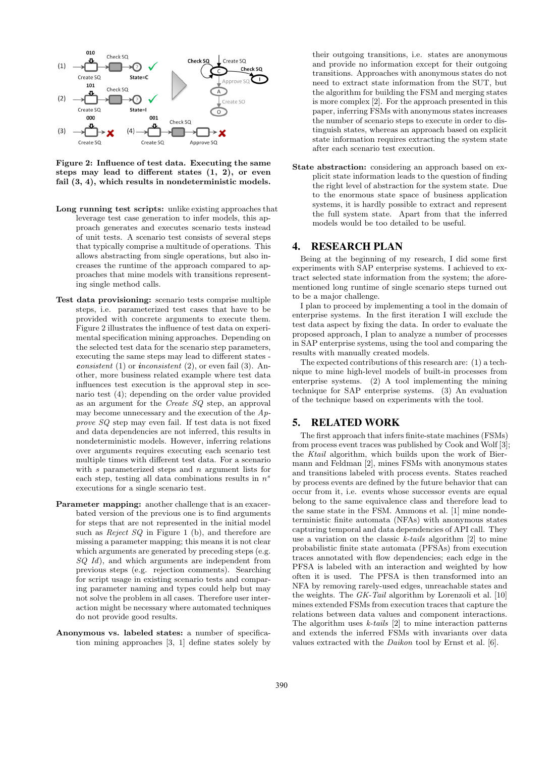(1) 010 Check SQ Create SQ State=C

(2) 101 Check SQ Create SQ State=I

(3) 000 Create SQ

(4) 001 Check SQ Create SQ Approve SQ

Check SQ Create SQ C Check SQ Approve SQ I A Create SO O

**Figure 2: Influence of test data. Executing the same steps may lead to different states (1, 2), or even fail (3, 4), which results in nondeterministic models.**

**Long running test scripts:** unlike existing approaches that leverage test case generation to infer models, this approach generates and executes scenario tests instead of unit tests. A scenario test consists of several steps that typically comprise a multitude of operations. This allows abstracting from single operations, but also increases the runtime of the approach compared to approaches that mine models with transitions representing single method calls.

**Test data provisioning:** scenario tests comprise multiple steps, i.e. parameterized test cases that have to be provided with concrete arguments to execute them. Figure 2 illustrates the influence of test data on experimental specification mining approaches. Depending on the selected test data for the scenario step parameters, executing the same steps may lead to different states - *consistent* (1) or *inconsistent* (2), or even fail (3). Another, more business related example where test data influences test execution is the approval step in scenario test (4); depending on the order value provided as an argument for the *Create SQ* step, an approval may become unnecessary and the execution of the *Approve SQ* step may even fail. If test data is not fixed and data dependencies are not inferred, this results in nondeterministic models. However, inferring relations over arguments requires executing each scenario test multiple times with different test data. For a scenario with $s$ parameterized steps and $n$ argument lists for each step, testing all data combinations results in $n^s$ executions for a single scenario test.

**Parameter mapping:** another challenge that is an exacerbated version of the previous one is to find arguments for steps that are not represented in the initial model such as *Reject SQ* in Figure 1 (b), and therefore are missing a parameter mapping; this means it is not clear which arguments are generated by preceding steps (e.g. *SQ Id*), and which arguments are independent from previous steps (e.g. rejection comments). Searching for script usage in existing scenario tests and comparing parameter naming and types could help but may not solve the problem in all cases. Therefore user interaction might be necessary where automated techniques do not provide good results.

**Anonymous vs. labeled states:** a number of specification mining approaches [3, 1] define states solely by their outgoing transitions, i.e. states are anonymous and provide no information except for their outgoing transitions. Approaches with anonymous states do not need to extract state information from the SUT, but the algorithm for building the FSM and merging states is more complex [2]. For the approach presented in this paper, inferring FSMs with anonymous states increases the number of scenario steps to execute in order to distinguish states, whereas an approach based on explicit state information requires extracting the system state after each scenario test execution.

**State abstraction:** considering an approach based on explicit state information leads to the question of finding the right level of abstraction for the system state. Due to the enormous state space of business application systems, it is hardly possible to extract and represent the full system state. Apart from that the inferred models would be too detailed to be useful.

## 4. RESEARCH PLAN

Being at the beginning of my research, I did some first experiments with SAP enterprise systems. I achieved to extract selected state information from the system; the aforementioned long runtime of single scenario steps turned out to be a major challenge.

I plan to proceed by implementing a tool in the domain of enterprise systems. In the first iteration I will exclude the test data aspect by fixing the data. In order to evaluate the proposed approach, I plan to analyze a number of processes in SAP enterprise systems, using the tool and comparing the results with manually created models.

The expected contributions of this research are: (1) a technique to mine high-level models of built-in processes from enterprise systems. (2) A tool implementing the mining technique for SAP enterprise systems. (3) An evaluation of the technique based on experiments with the tool.

## 5. RELATED WORK

The first approach that infers finite-state machines (FSMs) from process event traces was published by Cook and Wolf [3]; the *Ktail* algorithm, which builds upon the work of Biermann and Feldman [2], mines FSMs with anonymous states and transitions labeled with process events. States reached by process events are defined by the future behavior that can occur from it, i.e. events whose successor events are equal belong to the same equivalence class and therefore lead to the same state in the FSM. Ammons et al. [1] mine nondeterministic finite automata (NFAs) with anonymous states capturing temporal and data dependencies of API call. They use a variation on the classic *k-tails* algorithm [2] to mine probabilistic finite state automata (PFSAs) from execution traces annotated with flow dependencies; each edge in the PFSA is labeled with an interaction and weighted by how often it is used. The PFSA is then transformed into an NFA by removing rarely-used edges, unreachable states and the weights. The *GK-Tail* algorithm by Lorenzoli et al. [10] mines extended FSMs from execution traces that capture the relations between data values and component interactions. The algorithm uses *k-tails* [2] to mine interaction patterns and extends the inferred FSMs with invariants over data values extracted with the *Daikon* tool by Ernst et al. [6].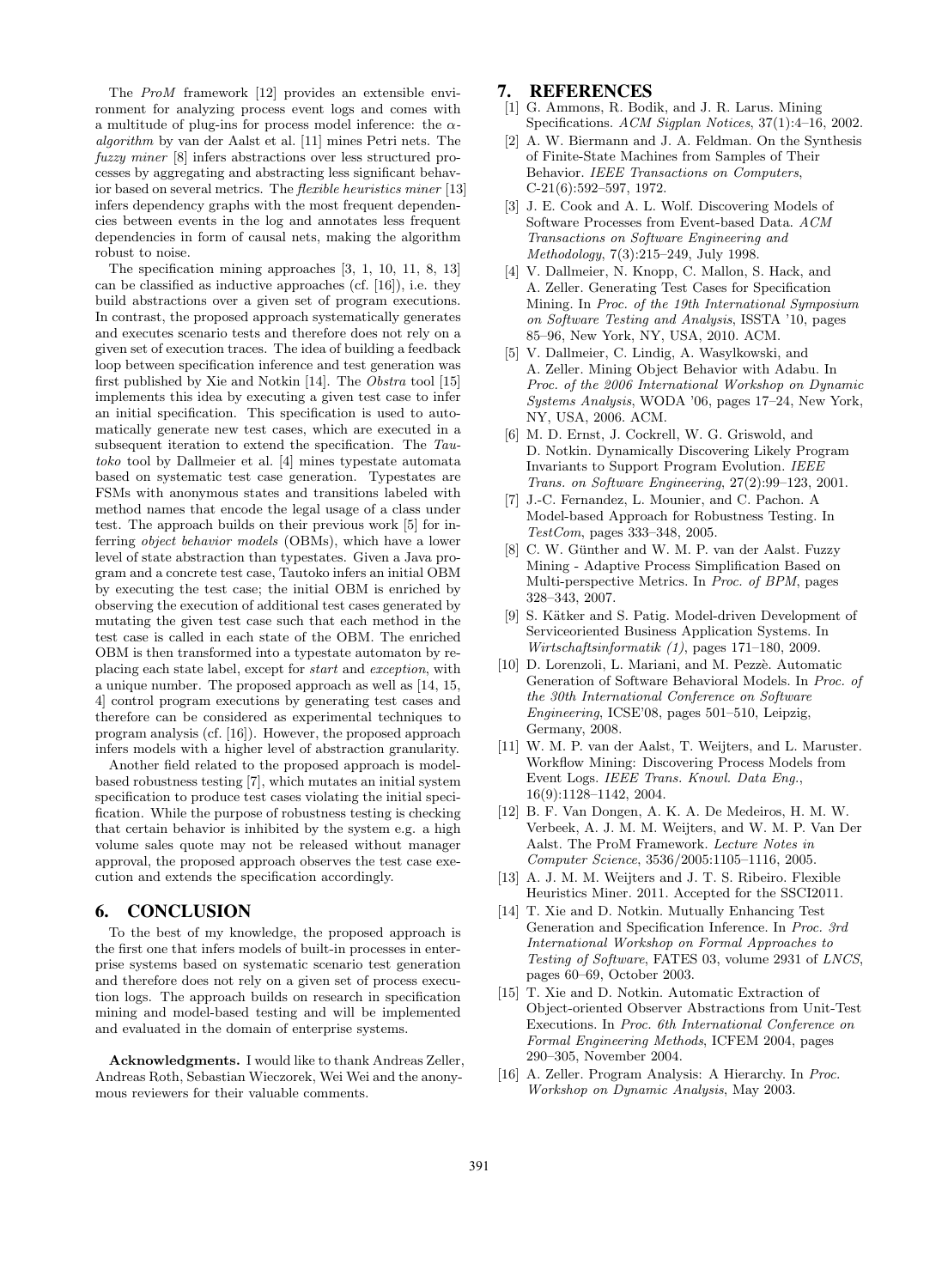The *ProM* framework [12] provides an extensible environment for analyzing process event logs and comes with a multitude of plug-ins for process model inference: the $\alpha$-*algorithm* by van der Aalst et al. [11] mines Petri nets. The *fuzzy miner* [8] infers abstractions over less structured processes by aggregating and abstracting less significant behavior based on several metrics. The *flexible heuristics miner* [13] infers dependency graphs with the most frequent dependencies between events in the log and annotates less frequent dependencies in form of causal nets, making the algorithm robust to noise.

The specification mining approaches [3, 1, 10, 11, 8, 13] can be classified as inductive approaches (cf. [16]), i.e. they build abstractions over a given set of program executions. In contrast, the proposed approach systematically generates and executes scenario tests and therefore does not rely on a given set of execution traces. The idea of building a feedback loop between specification inference and test generation was first published by Xie and Notkin [14]. The *Obstra* tool [15] implements this idea by executing a given test case to infer an initial specification. This specification is used to automatically generate new test cases, which are executed in a subsequent iteration to extend the specification. The *Tautoko* tool by Dallmeier et al. [4] mines typestate automata based on systematic test case generation. Typestates are FSMs with anonymous states and transitions labeled with method names that encode the legal usage of a class under test. The approach builds on their previous work [5] for inferring *object behavior models* (OBMs), which have a lower level of state abstraction than typestates. Given a Java program and a concrete test case, Tautoko infers an initial OBM by executing the test case; the initial OBM is enriched by observing the execution of additional test cases generated by mutating the given test case such that each method in the test case is called in each state of the OBM. The enriched OBM is then transformed into a typestate automaton by replacing each state label, except for *start* and *exception*, with a unique number. The proposed approach as well as [14, 15, 4] control program executions by generating test cases and therefore can be considered as experimental techniques to program analysis (cf. [16]). However, the proposed approach infers models with a higher level of abstraction granularity.

Another field related to the proposed approach is model-based robustness testing [7], which mutates an initial system specification to produce test cases violating the initial specification. While the purpose of robustness testing is checking that certain behavior is inhibited by the system e.g. a high volume sales quote may not be released without manager approval, the proposed approach observes the test case execution and extends the specification accordingly.

## 6. CONCLUSION

To the best of my knowledge, the proposed approach is the first one that infers models of built-in processes in enterprise systems based on systematic scenario test generation and therefore does not rely on a given set of process execution logs. The approach builds on research in specification mining and model-based testing and will be implemented and evaluated in the domain of enterprise systems.

**Acknowledgments.** I would like to thank Andreas Zeller, Andreas Roth, Sebastian Wieczorek, Wei Wei and the anonymous reviewers for their valuable comments.

## 7. REFERENCES

[1] G. Ammons, R. Bodik, and J. R. Larus. Mining Specifications. *ACM Sigplan Notices*, 37(1):4–16, 2002.

[2] A. W. Biermann and J. A. Feldman. On the Synthesis of Finite-State Machines from Samples of Their Behavior. *IEEE Transactions on Computers*, C-21(6):592–597, 1972.

[3] J. E. Cook and A. L. Wolf. Discovering Models of Software Processes from Event-based Data. *ACM Transactions on Software Engineering and Methodology*, 7(3):215–249, July 1998.

[4] V. Dallmeier, N. Knopp, C. Mallon, S. Hack, and A. Zeller. Generating Test Cases for Specification Mining. In *Proc. of the 19th International Symposium on Software Testing and Analysis*, ISSTA '10, pages 85–96, New York, NY, USA, 2010. ACM.

[5] V. Dallmeier, C. Lindig, A. Wasylkowski, and A. Zeller. Mining Object Behavior with Adabu. In *Proc. of the 2006 International Workshop on Dynamic Systems Analysis*, WODA '06, pages 17–24, New York, NY, USA, 2006. ACM.

[6] M. D. Ernst, J. Cockrell, W. G. Griswold, and D. Notkin. Dynamically Discovering Likely Program Invariants to Support Program Evolution. *IEEE Trans. on Software Engineering*, 27(2):99–123, 2001.

[7] J.-C. Fernandez, L. Mounier, and C. Pachon. A Model-based Approach for Robustness Testing. In *TestCom*, pages 333–348, 2005.

[8] C. W. Günther and W. M. P. van der Aalst. Fuzzy Mining - Adaptive Process Simplification Based on Multi-perspective Metrics. In *Proc. of BPM*, pages 328–343, 2007.

[9] S. Kätker and S. Patig. Model-driven Development of Serviceoriented Business Application Systems. In *Wirtschaftsinformatik (1)*, pages 171–180, 2009.

[10] D. Lorenzoli, L. Mariani, and M. Pezzè. Automatic Generation of Software Behavioral Models. In *Proc. of the 30th International Conference on Software Engineering*, ICSE'08, pages 501–510, Leipzig, Germany, 2008.

[11] W. M. P. van der Aalst, T. Weijters, and L. Maruster. Workflow Mining: Discovering Process Models from Event Logs. *IEEE Trans. Knowl. Data Eng.*, 16(9):1128–1142, 2004.

[12] B. F. Van Dongen, A. K. A. De Medeiros, H. M. W. Verbeek, A. J. M. M. Weijters, and W. M. P. Van Der Aalst. The ProM Framework. *Lecture Notes in Computer Science*, 3536/2005:1105–1116, 2005.

[13] A. J. M. M. Weijters and J. T. S. Ribeiro. Flexible Heuristics Miner. 2011. Accepted for the SSCI2011.

[14] T. Xie and D. Notkin. Mutually Enhancing Test Generation and Specification Inference. In *Proc. 3rd International Workshop on Formal Approaches to Testing of Software*, FATES 03, volume 2931 of *LNCS*, pages 60–69, October 2003.

[15] T. Xie and D. Notkin. Automatic Extraction of Object-oriented Observer Abstractions from Unit-Test Executions. In *Proc. 6th International Conference on Formal Engineering Methods*, ICFEM 2004, pages 290–305, November 2004.

[16] A. Zeller. Program Analysis: A Hierarchy. In *Proc. Workshop on Dynamic Analysis*, May 2003.